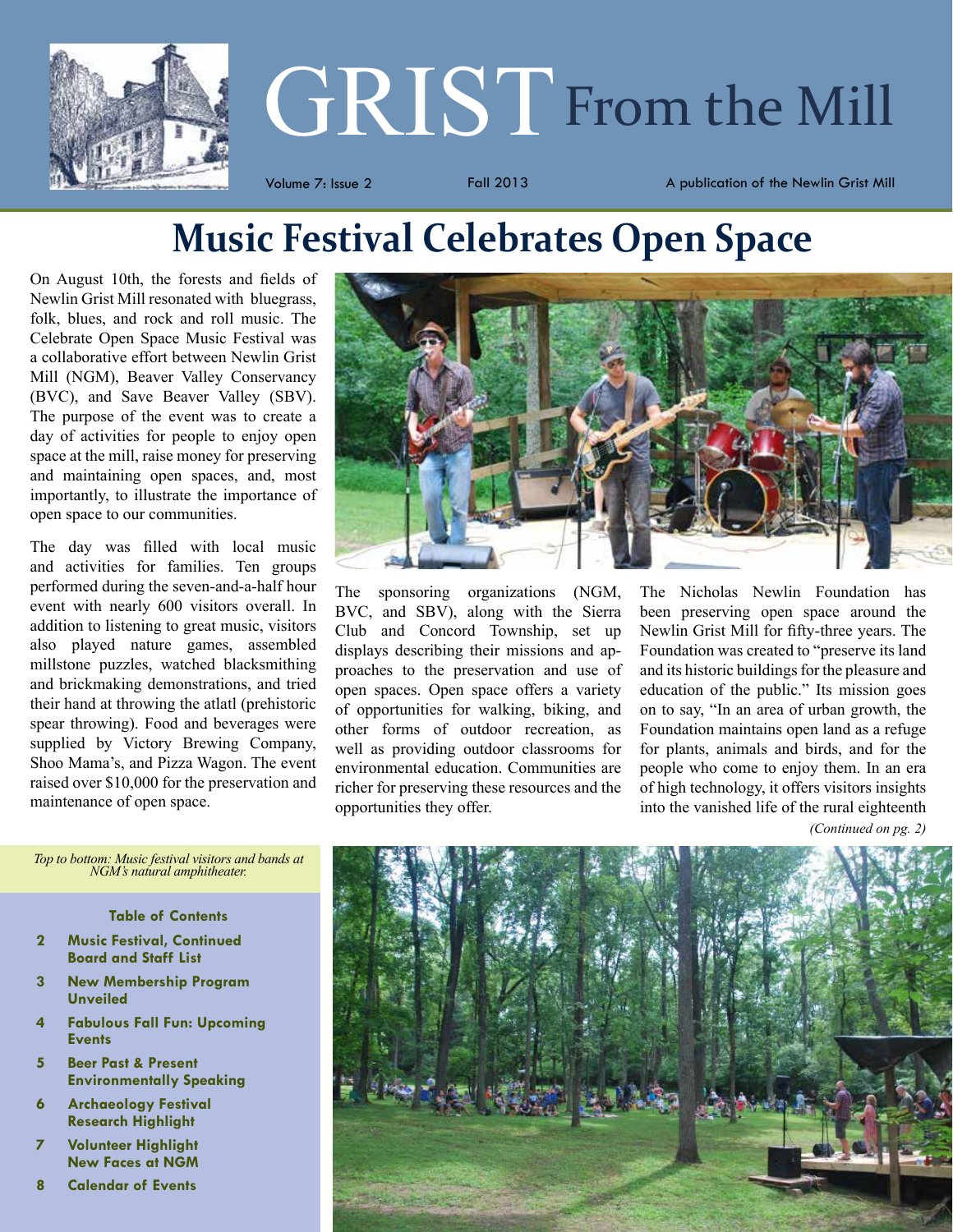# GRIST From the Mill

Volume 7: Issue 2 | Fall 2013 | A publication of the Newlin Grist Mill

## Music Festival Celebrates Open Space

On August 10th, the forests and fields of Newlin Grist Mill resonated with bluegrass, folk, blues, and rock and roll music. The Celebrate Open Space Music Festival was a collaborative effort between Newlin Grist Mill (NGM), Beaver Valley Conservancy (BVC), and Save Beaver Valley (SBV). The purpose of the event was to create a day of activities for people to enjoy open space at the mill, raise money for preserving and maintaining open spaces, and, most importantly, to illustrate the importance of open space to our communities.

The day was filled with local music and activities for families. Ten groups performed during the seven-and-a-half hour event with nearly 600 visitors overall. In addition to listening to great music, visitors also played nature games, assembled millstone puzzles, watched blacksmithing and brickmaking demonstrations, and tried their hand at throwing the atlatl (prehistoric spear throwing). Food and beverages were supplied by Victory Brewing Company, Shoo Mama's, and Pizza Wagon. The event raised over $10,000 for the preservation and maintenance of open space.

The sponsoring organizations (NGM, BVC, and SBV), along with the Sierra Club and Concord Township, set up displays describing their missions and approaches to the preservation and use of open spaces. Open space offers a variety of opportunities for walking, biking, and other forms of outdoor recreation, as well as providing outdoor classrooms for environmental education. Communities are richer for preserving these resources and the opportunities they offer.

The Nicholas Newlin Foundation has been preserving open space around the Newlin Grist Mill for fifty-three years. The Foundation was created to "preserve its land and its historic buildings for the pleasure and education of the public." Its mission goes on to say, "In an area of urban growth, the Foundation maintains open land as a refuge for plants, animals and birds, and for the people who come to enjoy them. In an era of high technology, it offers visitors insights into the vanished life of the rural eighteenth

*(Continued on pg. 2)*

*Top to bottom: Music festival visitors and bands at NGM's natural amphitheater.*

**Table of Contents**

- **2** Music Festival, Continued; Board and Staff List
- **3** New Membership Program Unveiled
- **4** Fabulous Fall Fun: Upcoming Events
- **5** Beer Past & Present; Environmentally Speaking
- **6** Archaeology Festival; Research Highlight
- **7** Volunteer Highlight; New Faces at NGM
- **8** Calendar of Events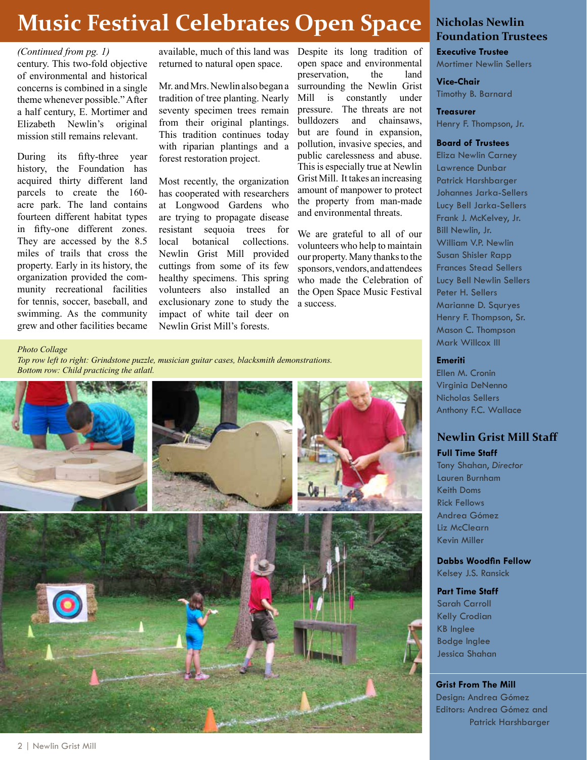# Music Festival Celebrates Open Space

*(Continued from pg. 1)*
century. This two-fold objective of environmental and historical concerns is combined in a single theme whenever possible." After a half century, E. Mortimer and Elizabeth Newlin's original mission still remains relevant.

During its fifty-three year history, the Foundation has acquired thirty different land parcels to create the 160-acre park. The land contains fourteen different habitat types in fifty-one different zones. They are accessed by the 8.5 miles of trails that cross the property. Early in its history, the organization provided the community recreational facilities for tennis, soccer, baseball, and swimming. As the community grew and other facilities became available, much of this land was returned to natural open space.

Mr. and Mrs. Newlin also began a tradition of tree planting. Nearly seventy specimen trees remain from their original plantings. This tradition continues today with riparian plantings and a forest restoration project.

Most recently, the organization has cooperated with researchers at Longwood Gardens who are trying to propagate disease resistant sequoia trees for local botanical collections. Newlin Grist Mill provided cuttings from some of its few healthy specimens. This spring volunteers also installed an exclusionary zone to study the impact of white tail deer on Newlin Grist Mill's forests.

Despite its long tradition of open space and environmental preservation, the land surrounding the Newlin Grist Mill is constantly under pressure. The threats are not bulldozers and chainsaws, but are found in expansion, pollution, invasive species, and public carelessness and abuse. This is especially true at Newlin Grist Mill. It takes an increasing amount of manpower to protect the property from man-made and environmental threats.

We are grateful to all of our volunteers who help to maintain our property. Many thanks to the sponsors, vendors, and attendees who made the Celebration of the Open Space Music Festival a success.

*Photo Collage*
*Top row left to right: Grindstone puzzle, musician guitar cases, blacksmith demonstrations.*
*Bottom row: Child practicing the atlatl.*

## Nicholas Newlin Foundation Trustees

**Executive Trustee**
Mortimer Newlin Sellers

**Vice-Chair**
Timothy B. Barnard

**Treasurer**
Henry F. Thompson, Jr.

**Board of Trustees**
Eliza Newlin Carney
Lawrence Dunbar
Patrick Harshbarger
Johannes Jarka-Sellers
Lucy Bell Jarka-Sellers
Frank J. McKelvey, Jr.
Bill Newlin, Jr.
William V.P. Newlin
Susan Shisler Rapp
Frances Stead Sellers
Lucy Bell Newlin Sellers
Peter H. Sellers
Marianne D. Squryes
Henry F. Thompson, Sr.
Mason C. Thompson
Mark Willcox III

**Emeriti**
Ellen M. Cronin
Virginia DeNenno
Nicholas Sellers
Anthony F.C. Wallace

## Newlin Grist Mill Staff

**Full Time Staff**
Tony Shahan, *Director*
Lauren Burnham
Keith Doms
Rick Fellows
Andrea Gómez
Liz McClearn
Kevin Miller

**Dabbs Woodfin Fellow**
Kelsey J.S. Ransick

**Part Time Staff**
Sarah Carroll
Kelly Crodian
KB Inglee
Bodge Inglee
Jessica Shahan

**Grist From The Mill**
Design: Andrea Gómez
Editors: Andrea Gómez and Patrick Harshbarger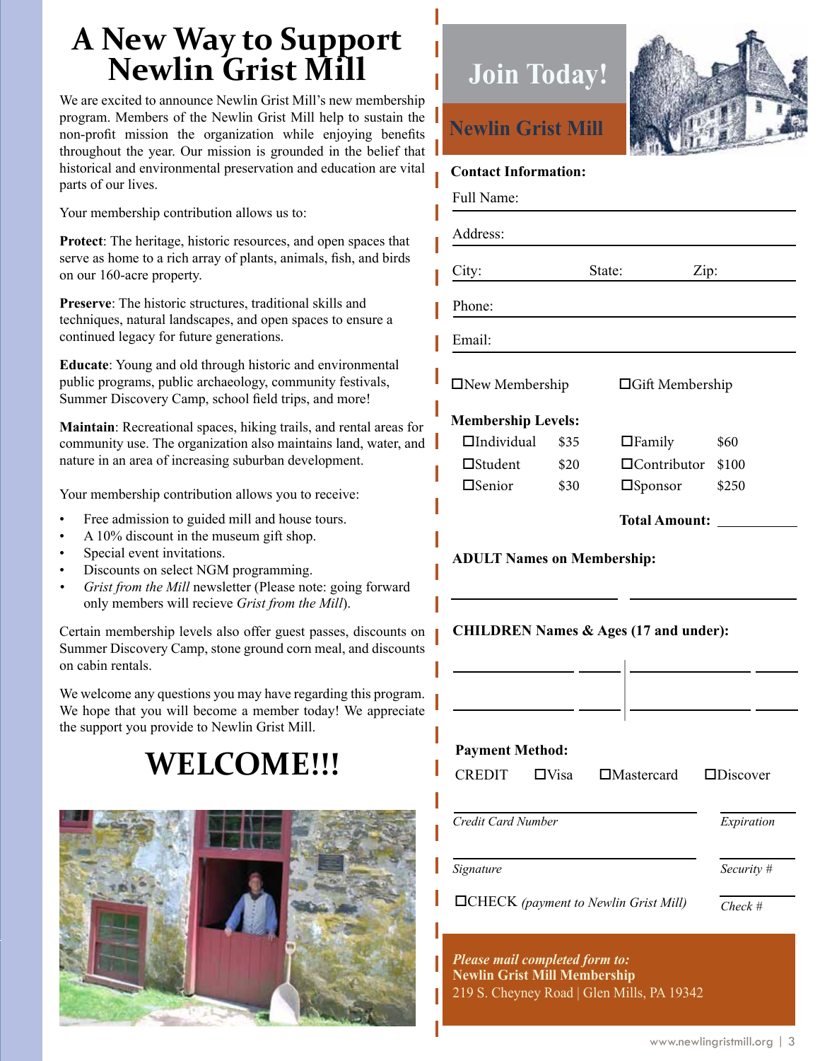# A New Way to Support Newlin Grist Mill

We are excited to announce Newlin Grist Mill's new membership program. Members of the Newlin Grist Mill help to sustain the non-profit mission the organization while enjoying benefits throughout the year. Our mission is grounded in the belief that historical and environmental preservation and education are vital parts of our lives.

Your membership contribution allows us to:

**Protect**: The heritage, historic resources, and open spaces that serve as home to a rich array of plants, animals, fish, and birds on our 160-acre property.

**Preserve**: The historic structures, traditional skills and techniques, natural landscapes, and open spaces to ensure a continued legacy for future generations.

**Educate**: Young and old through historic and environmental public programs, public archaeology, community festivals, Summer Discovery Camp, school field trips, and more!

**Maintain**: Recreational spaces, hiking trails, and rental areas for community use. The organization also maintains land, water, and nature in an area of increasing suburban development.

Your membership contribution allows you to receive:

- Free admission to guided mill and house tours.
- A 10% discount in the museum gift shop.
- Special event invitations.
- Discounts on select NGM programming.
- *Grist from the Mill* newsletter (Please note: going forward only members will recieve *Grist from the Mill*).

Certain membership levels also offer guest passes, discounts on Summer Discovery Camp, stone ground corn meal, and discounts on cabin rentals.

We welcome any questions you may have regarding this program. We hope that you will become a member today! We appreciate the support you provide to Newlin Grist Mill.

# WELCOME!!!

## Join Today!

### Newlin Grist Mill

**Contact Information:**

Full Name: ______________________

Address: ______________________

City: __________ State: __________ Zip: __________

Phone: ______________________

Email: ______________________

☐New Membership ☐Gift Membership

**Membership Levels:**

| | | | |
|---|---|---|---|
| ☐Individual | $35 | ☐Family | $60 |
| ☐Student | $20 | ☐Contributor | $100 |
| ☐Senior | $30 | ☐Sponsor | $250 |

**Total Amount:** __________

**ADULT Names on Membership:**

______________________ ______________________

**CHILDREN Names & Ages (17 and under):**

______________ ______ | ______________ ______

______________ ______ | ______________ ______

**Payment Method:**

CREDIT ☐Visa ☐Mastercard ☐Discover

______________________ *Credit Card Number* __________ *Expiration*

______________________ *Signature* __________ *Security #*

☐CHECK *(payment to Newlin Grist Mill)* __________ *Check #*

*Please mail completed form to:*
**Newlin Grist Mill Membership**
219 S. Cheyney Road | Glen Mills, PA 19342

www.newlingristmill.org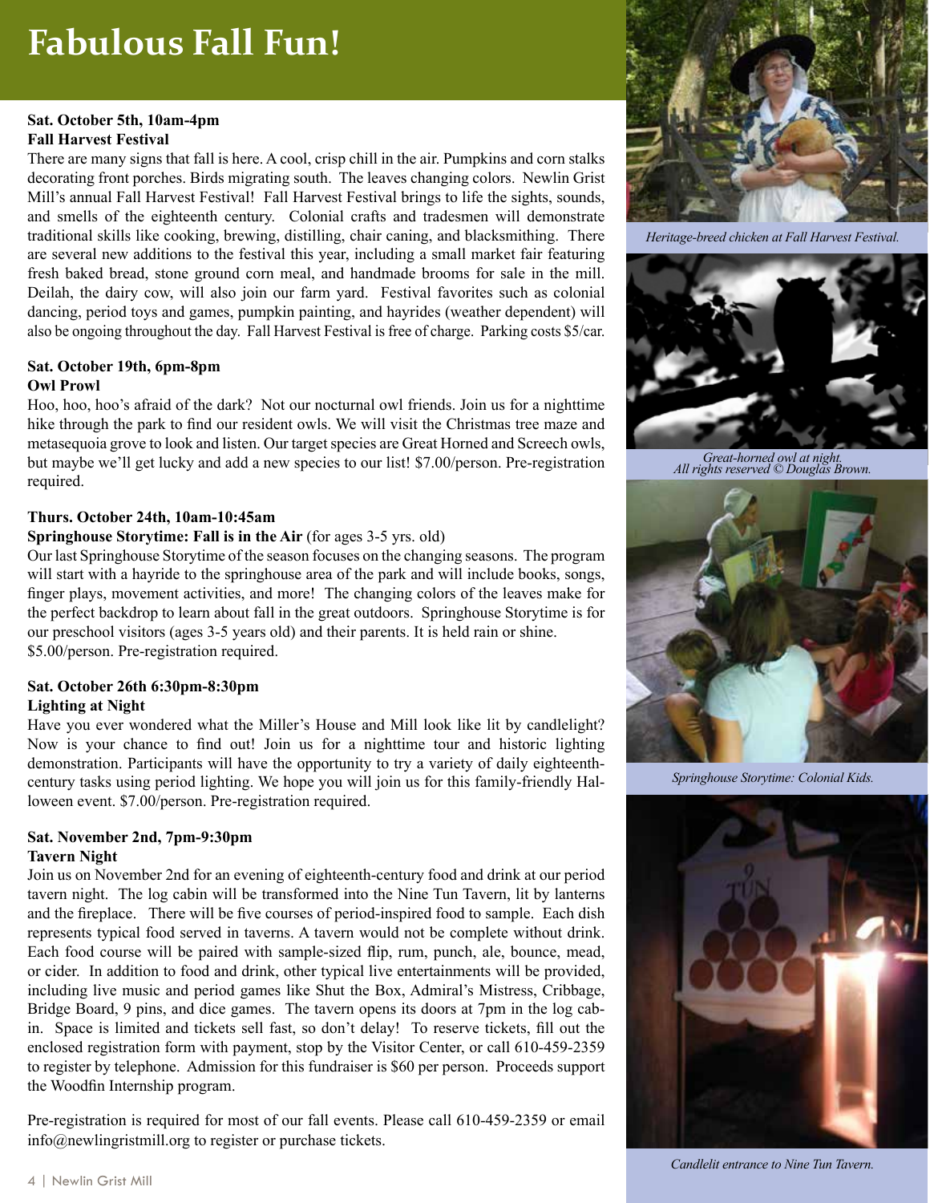# Fabulous Fall Fun!

**Sat. October 5th, 10am-4pm**
**Fall Harvest Festival**

There are many signs that fall is here. A cool, crisp chill in the air. Pumpkins and corn stalks decorating front porches. Birds migrating south. The leaves changing colors. Newlin Grist Mill's annual Fall Harvest Festival! Fall Harvest Festival brings to life the sights, sounds, and smells of the eighteenth century. Colonial crafts and tradesmen will demonstrate traditional skills like cooking, brewing, distilling, chair caning, and blacksmithing. There are several new additions to the festival this year, including a small market fair featuring fresh baked bread, stone ground corn meal, and handmade brooms for sale in the mill. Deilah, the dairy cow, will also join our farm yard. Festival favorites such as colonial dancing, period toys and games, pumpkin painting, and hayrides (weather dependent) will also be ongoing throughout the day. Fall Harvest Festival is free of charge. Parking costs $5/car.

**Sat. October 19th, 6pm-8pm**
**Owl Prowl**

Hoo, hoo, hoo's afraid of the dark? Not our nocturnal owl friends. Join us for a nighttime hike through the park to find our resident owls. We will visit the Christmas tree maze and metasequoia grove to look and listen. Our target species are Great Horned and Screech owls, but maybe we'll get lucky and add a new species to our list! $7.00/person. Pre-registration required.

**Thurs. October 24th, 10am-10:45am**
**Springhouse Storytime: Fall is in the Air** (for ages 3-5 yrs. old)

Our last Springhouse Storytime of the season focuses on the changing seasons. The program will start with a hayride to the springhouse area of the park and will include books, songs, finger plays, movement activities, and more! The changing colors of the leaves make for the perfect backdrop to learn about fall in the great outdoors. Springhouse Storytime is for our preschool visitors (ages 3-5 years old) and their parents. It is held rain or shine. $5.00/person. Pre-registration required.

**Sat. October 26th 6:30pm-8:30pm**
**Lighting at Night**

Have you ever wondered what the Miller's House and Mill look like lit by candlelight? Now is your chance to find out! Join us for a nighttime tour and historic lighting demonstration. Participants will have the opportunity to try a variety of daily eighteenth-century tasks using period lighting. We hope you will join us for this family-friendly Halloween event. $7.00/person. Pre-registration required.

**Sat. November 2nd, 7pm-9:30pm**
**Tavern Night**

Join us on November 2nd for an evening of eighteenth-century food and drink at our period tavern night. The log cabin will be transformed into the Nine Tun Tavern, lit by lanterns and the fireplace. There will be five courses of period-inspired food to sample. Each dish represents typical food served in taverns. A tavern would not be complete without drink. Each food course will be paired with sample-sized flip, rum, punch, ale, bounce, mead, or cider. In addition to food and drink, other typical live entertainments will be provided, including live music and period games like Shut the Box, Admiral's Mistress, Cribbage, Bridge Board, 9 pins, and dice games. The tavern opens its doors at 7pm in the log cabin. Space is limited and tickets sell fast, so don't delay! To reserve tickets, fill out the enclosed registration form with payment, stop by the Visitor Center, or call 610-459-2359 to register by telephone. Admission for this fundraiser is $60 per person. Proceeds support the Woodfin Internship program.

Pre-registration is required for most of our fall events. Please call 610-459-2359 or email info@newlingristmill.org to register or purchase tickets.

*Heritage-breed chicken at Fall Harvest Festival.*

*Great-horned owl at night. All rights reserved © Douglas Brown.*

*Springhouse Storytime: Colonial Kids.*

*Candlelit entrance to Nine Tun Tavern.*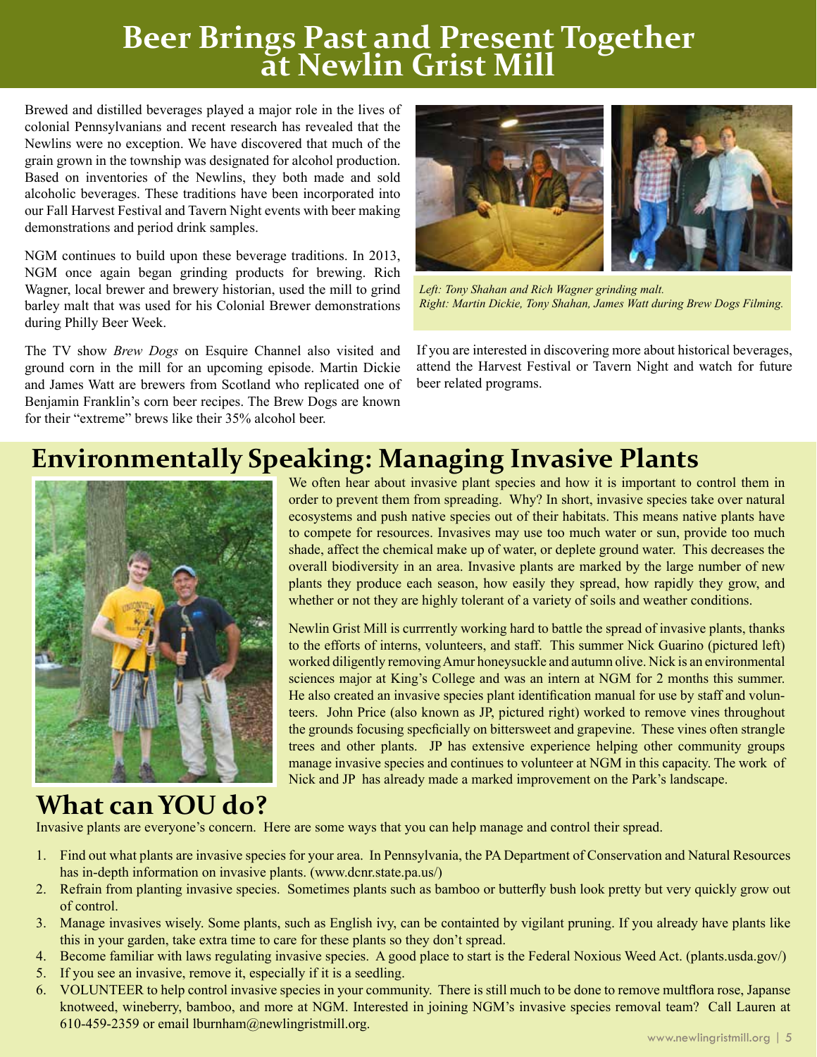# Beer Brings Past and Present Together at Newlin Grist Mill

Brewed and distilled beverages played a major role in the lives of colonial Pennsylvanians and recent research has revealed that the Newlins were no exception. We have discovered that much of the grain grown in the township was designated for alcohol production. Based on inventories of the Newlins, they both made and sold alcoholic beverages. These traditions have been incorporated into our Fall Harvest Festival and Tavern Night events with beer making demonstrations and period drink samples.

NGM continues to build upon these beverage traditions. In 2013, NGM once again began grinding products for brewing. Rich Wagner, local brewer and brewery historian, used the mill to grind barley malt that was used for his Colonial Brewer demonstrations during Philly Beer Week.

The TV show *Brew Dogs* on Esquire Channel also visited and ground corn in the mill for an upcoming episode. Martin Dickie and James Watt are brewers from Scotland who replicated one of Benjamin Franklin's corn beer recipes. The Brew Dogs are known for their "extreme" brews like their 35% alcohol beer.

*Left: Tony Shahan and Rich Wagner grinding malt.*
*Right: Martin Dickie, Tony Shahan, James Watt during Brew Dogs Filming.*

If you are interested in discovering more about historical beverages, attend the Harvest Festival or Tavern Night and watch for future beer related programs.

# Environmentally Speaking: Managing Invasive Plants

We often hear about invasive plant species and how it is important to control them in order to prevent them from spreading. Why? In short, invasive species take over natural ecosystems and push native species out of their habitats. This means native plants have to compete for resources. Invasives may use too much water or sun, provide too much shade, affect the chemical make up of water, or deplete ground water. This decreases the overall biodiversity in an area. Invasive plants are marked by the large number of new plants they produce each season, how easily they spread, how rapidly they grow, and whether or not they are highly tolerant of a variety of soils and weather conditions.

Newlin Grist Mill is currrently working hard to battle the spread of invasive plants, thanks to the efforts of interns, volunteers, and staff. This summer Nick Guarino (pictured left) worked diligently removing Amur honeysuckle and autumn olive. Nick is an environmental sciences major at King's College and was an intern at NGM for 2 months this summer. He also created an invasive species plant identification manual for use by staff and volunteers. John Price (also known as JP, pictured right) worked to remove vines throughout the grounds focusing specficially on bittersweet and grapevine. These vines often strangle trees and other plants. JP has extensive experience helping other community groups manage invasive species and continues to volunteer at NGM in this capacity. The work of Nick and JP has already made a marked improvement on the Park's landscape.

## What can YOU do?

Invasive plants are everyone's concern. Here are some ways that you can help manage and control their spread.

1. Find out what plants are invasive species for your area. In Pennsylvania, the PA Department of Conservation and Natural Resources has in-depth information on invasive plants. (www.dcnr.state.pa.us/)
2. Refrain from planting invasive species. Sometimes plants such as bamboo or butterfly bush look pretty but very quickly grow out of control.
3. Manage invasives wisely. Some plants, such as English ivy, can be containted by vigilant pruning. If you already have plants like this in your garden, take extra time to care for these plants so they don't spread.
4. Become familiar with laws regulating invasive species. A good place to start is the Federal Noxious Weed Act. (plants.usda.gov/)
5. If you see an invasive, remove it, especially if it is a seedling.
6. VOLUNTEER to help control invasive species in your community. There is still much to be done to remove multflora rose, Japanse knotweed, wineberry, bamboo, and more at NGM. Interested in joining NGM's invasive species removal team? Call Lauren at 610-459-2359 or email lburnham@newlingristmill.org.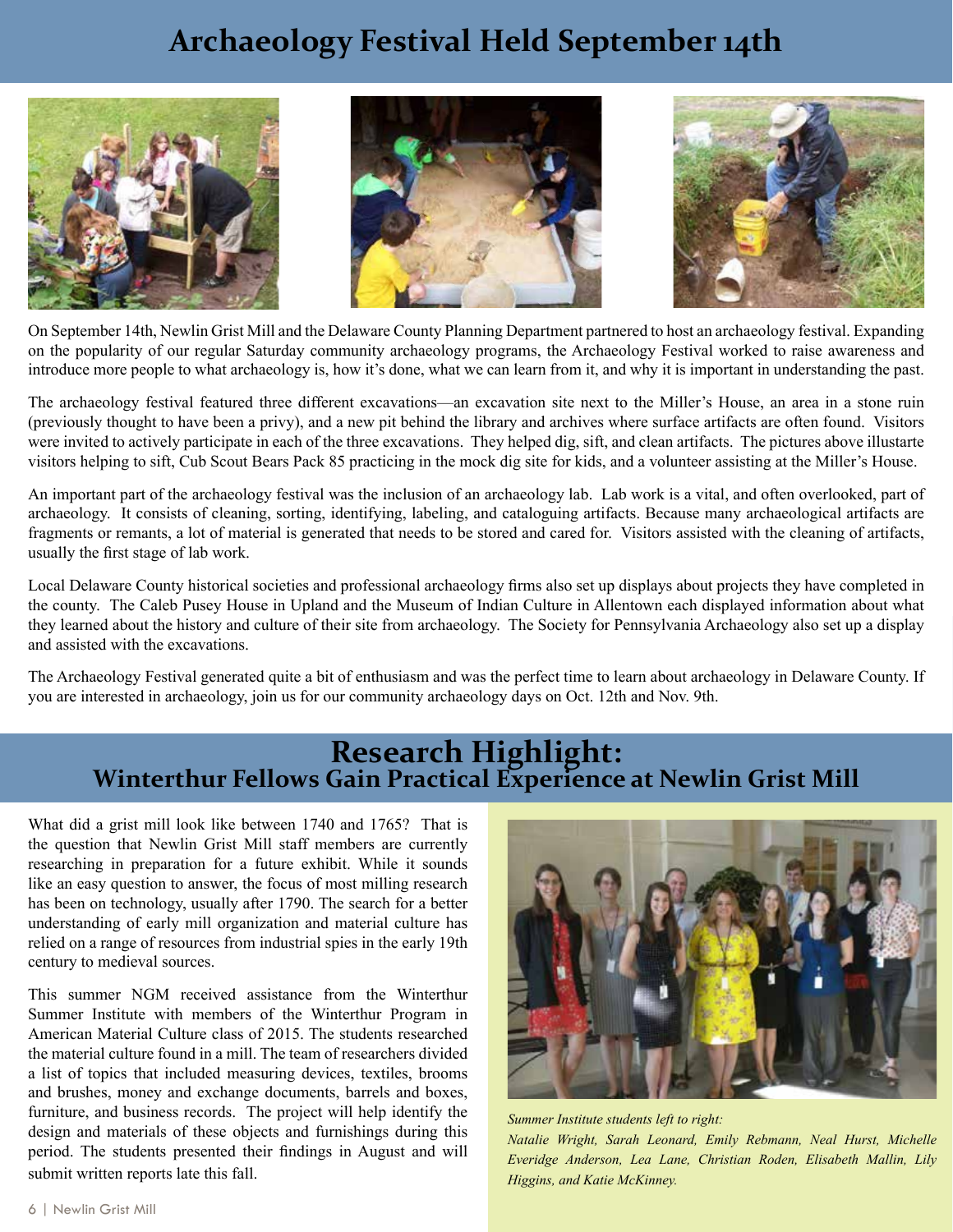# Archaeology Festival Held September 14th

On September 14th, Newlin Grist Mill and the Delaware County Planning Department partnered to host an archaeology festival. Expanding on the popularity of our regular Saturday community archaeology programs, the Archaeology Festival worked to raise awareness and introduce more people to what archaeology is, how it's done, what we can learn from it, and why it is important in understanding the past.

The archaeology festival featured three different excavations—an excavation site next to the Miller's House, an area in a stone ruin (previously thought to have been a privy), and a new pit behind the library and archives where surface artifacts are often found. Visitors were invited to actively participate in each of the three excavations. They helped dig, sift, and clean artifacts. The pictures above illustarte visitors helping to sift, Cub Scout Bears Pack 85 practicing in the mock dig site for kids, and a volunteer assisting at the Miller's House.

An important part of the archaeology festival was the inclusion of an archaeology lab. Lab work is a vital, and often overlooked, part of archaeology. It consists of cleaning, sorting, identifying, labeling, and cataloguing artifacts. Because many archaeological artifacts are fragments or remants, a lot of material is generated that needs to be stored and cared for. Visitors assisted with the cleaning of artifacts, usually the first stage of lab work.

Local Delaware County historical societies and professional archaeology firms also set up displays about projects they have completed in the county. The Caleb Pusey House in Upland and the Museum of Indian Culture in Allentown each displayed information about what they learned about the history and culture of their site from archaeology. The Society for Pennsylvania Archaeology also set up a display and assisted with the excavations.

The Archaeology Festival generated quite a bit of enthusiasm and was the perfect time to learn about archaeology in Delaware County. If you are interested in archaeology, join us for our community archaeology days on Oct. 12th and Nov. 9th.

# Research Highlight:
## Winterthur Fellows Gain Practical Experience at Newlin Grist Mill

What did a grist mill look like between 1740 and 1765? That is the question that Newlin Grist Mill staff members are currently researching in preparation for a future exhibit. While it sounds like an easy question to answer, the focus of most milling research has been on technology, usually after 1790. The search for a better understanding of early mill organization and material culture has relied on a range of resources from industrial spies in the early 19th century to medieval sources.

This summer NGM received assistance from the Winterthur Summer Institute with members of the Winterthur Program in American Material Culture class of 2015. The students researched the material culture found in a mill. The team of researchers divided a list of topics that included measuring devices, textiles, brooms and brushes, money and exchange documents, barrels and boxes, furniture, and business records. The project will help identify the design and materials of these objects and furnishings during this period. The students presented their findings in August and will submit written reports late this fall.

*Summer Institute students left to right:*
*Natalie Wright, Sarah Leonard, Emily Rebmann, Neal Hurst, Michelle Everidge Anderson, Lea Lane, Christian Roden, Elisabeth Mallin, Lily Higgins, and Katie McKinney.*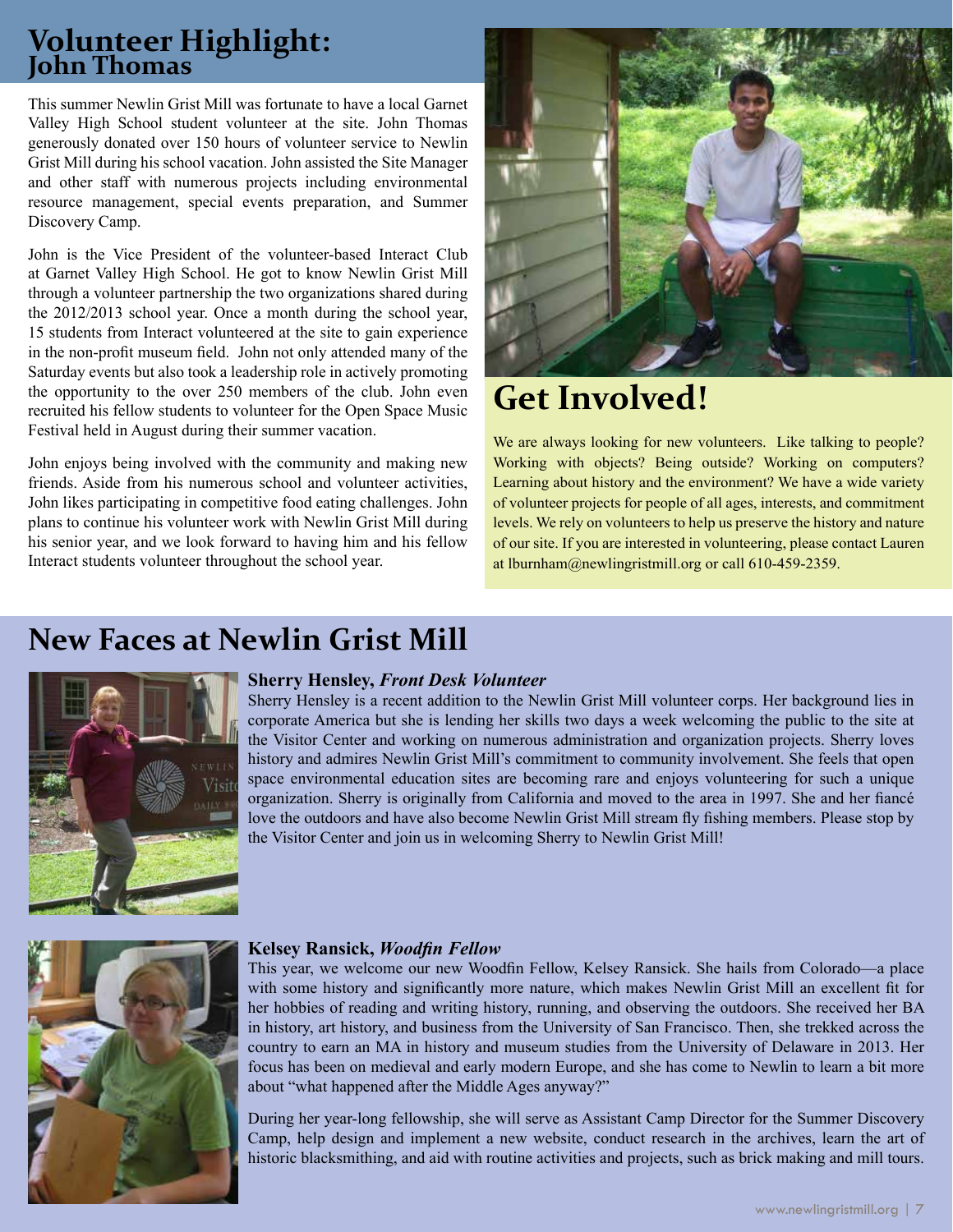## Volunteer Highlight: John Thomas

This summer Newlin Grist Mill was fortunate to have a local Garnet Valley High School student volunteer at the site. John Thomas generously donated over 150 hours of volunteer service to Newlin Grist Mill during his school vacation. John assisted the Site Manager and other staff with numerous projects including environmental resource management, special events preparation, and Summer Discovery Camp.

John is the Vice President of the volunteer-based Interact Club at Garnet Valley High School. He got to know Newlin Grist Mill through a volunteer partnership the two organizations shared during the 2012/2013 school year. Once a month during the school year, 15 students from Interact volunteered at the site to gain experience in the non-profit museum field. John not only attended many of the Saturday events but also took a leadership role in actively promoting the opportunity to the over 250 members of the club. John even recruited his fellow students to volunteer for the Open Space Music Festival held in August during their summer vacation.

John enjoys being involved with the community and making new friends. Aside from his numerous school and volunteer activities, John likes participating in competitive food eating challenges. John plans to continue his volunteer work with Newlin Grist Mill during his senior year, and we look forward to having him and his fellow Interact students volunteer throughout the school year.

## Get Involved!

We are always looking for new volunteers. Like talking to people? Working with objects? Being outside? Working on computers? Learning about history and the environment? We have a wide variety of volunteer projects for people of all ages, interests, and commitment levels. We rely on volunteers to help us preserve the history and nature of our site. If you are interested in volunteering, please contact Lauren at lburnham@newlingristmill.org or call 610-459-2359.

## New Faces at Newlin Grist Mill

**Sherry Hensley, *Front Desk Volunteer***

Sherry Hensley is a recent addition to the Newlin Grist Mill volunteer corps. Her background lies in corporate America but she is lending her skills two days a week welcoming the public to the site at the Visitor Center and working on numerous administration and organization projects. Sherry loves history and admires Newlin Grist Mill's commitment to community involvement. She feels that open space environmental education sites are becoming rare and enjoys volunteering for such a unique organization. Sherry is originally from California and moved to the area in 1997. She and her fiancé love the outdoors and have also become Newlin Grist Mill stream fly fishing members. Please stop by the Visitor Center and join us in welcoming Sherry to Newlin Grist Mill!

**Kelsey Ransick, *Woodfin Fellow***

This year, we welcome our new Woodfin Fellow, Kelsey Ransick. She hails from Colorado—a place with some history and significantly more nature, which makes Newlin Grist Mill an excellent fit for her hobbies of reading and writing history, running, and observing the outdoors. She received her BA in history, art history, and business from the University of San Francisco. Then, she trekked across the country to earn an MA in history and museum studies from the University of Delaware in 2013. Her focus has been on medieval and early modern Europe, and she has come to Newlin to learn a bit more about "what happened after the Middle Ages anyway?"

During her year-long fellowship, she will serve as Assistant Camp Director for the Summer Discovery Camp, help design and implement a new website, conduct research in the archives, learn the art of historic blacksmithing, and aid with routine activities and projects, such as brick making and mill tours.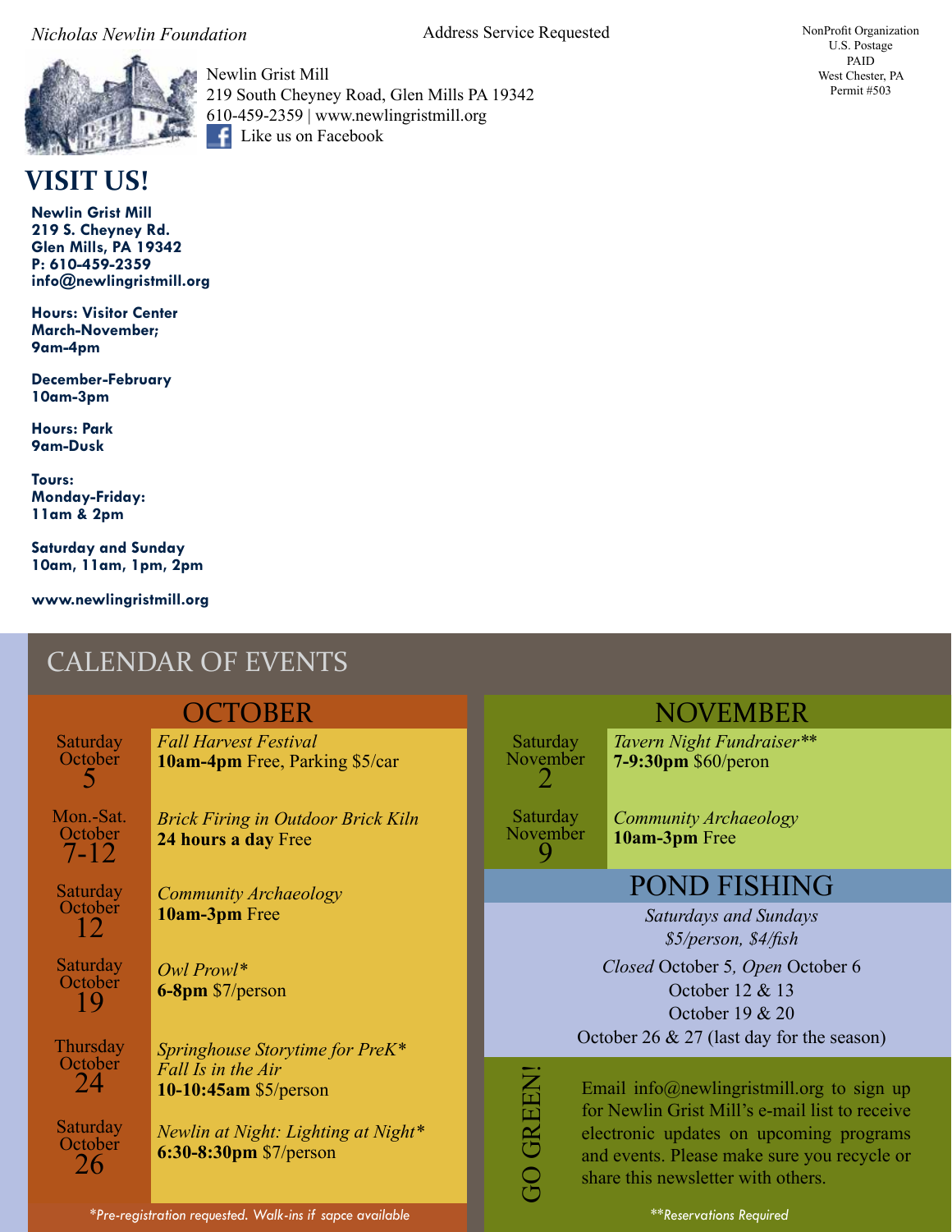*Nicholas Newlin Foundation*

Address Service Requested

NonProfit Organization
U.S. Postage
PAID
West Chester, PA
Permit #503

Newlin Grist Mill
219 South Cheyney Road, Glen Mills PA 19342
610-459-2359 | www.newlingristmill.org
Like us on Facebook

# VISIT US!

**Newlin Grist Mill**
**219 S. Cheyney Rd.**
**Glen Mills, PA 19342**
**P: 610-459-2359**
**info@newlingristmill.org**

**Hours: Visitor Center**
**March-November;**
**9am-4pm**

**December-February**
**10am-3pm**

**Hours: Park**
**9am-Dusk**

**Tours:**
**Monday-Friday:**
**11am & 2pm**

**Saturday and Sunday**
**10am, 11am, 1pm, 2pm**

**www.newlingristmill.org**

## CALENDAR OF EVENTS

### OCTOBER

| | |
|---|---|
| Saturday October 5 | *Fall Harvest Festival* **10am-4pm** Free, Parking $5/car |
| Mon.-Sat. October 7-12 | *Brick Firing in Outdoor Brick Kiln* **24 hours a day** Free |
| Saturday October 12 | *Community Archaeology* **10am-3pm** Free |
| Saturday October 19 | *Owl Prowl** **6-8pm** $7/person |
| Thursday October 24 | *Springhouse Storytime for PreK** *Fall Is in the Air* **10-10:45am** $5/person |
| Saturday October 26 | *Newlin at Night: Lighting at Night** **6:30-8:30pm** $7/person |

*Pre-registration requested. Walk-ins if sapce available

### NOVEMBER

| | |
|---|---|
| Saturday November 2 | *Tavern Night Fundraiser*** **7-9:30pm** $60/peron |
| Saturday November 9 | *Community Archaeology* **10am-3pm** Free |

### POND FISHING

*Saturdays and Sundays*
*$5/person, $4/fish*

*Closed* October 5, *Open* October 6
October 12 & 13
October 19 & 20
October 26 & 27 (last day for the season)

### GO GREEN!

Email info@newlingristmill.org to sign up for Newlin Grist Mill's e-mail list to receive electronic updates on upcoming programs and events. Please make sure you recycle or share this newsletter with others.

**Reservations Required